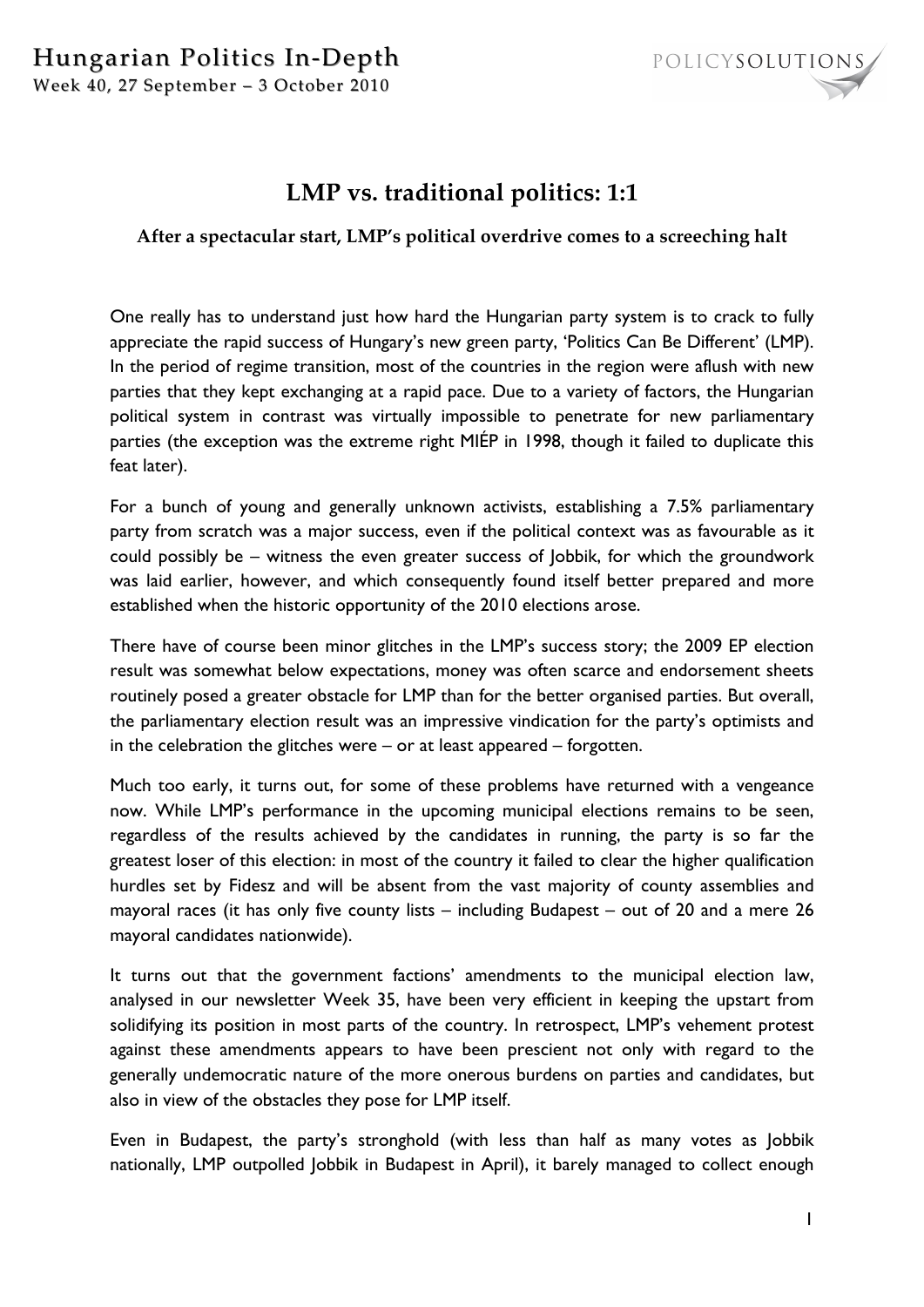# LMP vs. traditional politics: 1:1

**After a spectacular start, LMP's political overdrive comes to a screeching halt**

One really has to understand just how hard the Hungarian party system is to crack to fully appreciate the rapid success of Hungary's new green party, 'Politics Can Be Different' (LMP). In the period of regime transition, most of the countries in the region were aflush with new parties that they kept exchanging at a rapid pace. Due to a variety of factors, the Hungarian political system in contrast was virtually impossible to penetrate for new parliamentary parties (the exception was the extreme right MIÉP in 1998, though it failed to duplicate this feat later).

For a bunch of young and generally unknown activists, establishing a 7.5% parliamentary party from scratch was a major success, even if the political context was as favourable as it could possibly be – witness the even greater success of Jobbik, for which the groundwork was laid earlier, however, and which consequently found itself better prepared and more established when the historic opportunity of the 2010 elections arose.

There have of course been minor glitches in the LMP's success story; the 2009 EP election result was somewhat below expectations, money was often scarce and endorsement sheets routinely posed a greater obstacle for LMP than for the better organised parties. But overall, the parliamentary election result was an impressive vindication for the party's optimists and in the celebration the glitches were – or at least appeared – forgotten.

Much too early, it turns out, for some of these problems have returned with a vengeance now. While LMP's performance in the upcoming municipal elections remains to be seen, regardless of the results achieved by the candidates in running, the party is so far the greatest loser of this election: in most of the country it failed to clear the higher qualification hurdles set by Fidesz and will be absent from the vast majority of county assemblies and mayoral races (it has only five county lists – including Budapest – out of 20 and a mere 26 mayoral candidates nationwide).

It turns out that the government factions' amendments to the municipal election law, analysed in our newsletter Week 35, have been very efficient in keeping the upstart from solidifying its position in most parts of the country. In retrospect, LMP's vehement protest against these amendments appears to have been prescient not only with regard to the generally undemocratic nature of the more onerous burdens on parties and candidates, but also in view of the obstacles they pose for LMP itself.

Even in Budapest, the party's stronghold (with less than half as many votes as Jobbik nationally, LMP outpolled Jobbik in Budapest in April), it barely managed to collect enough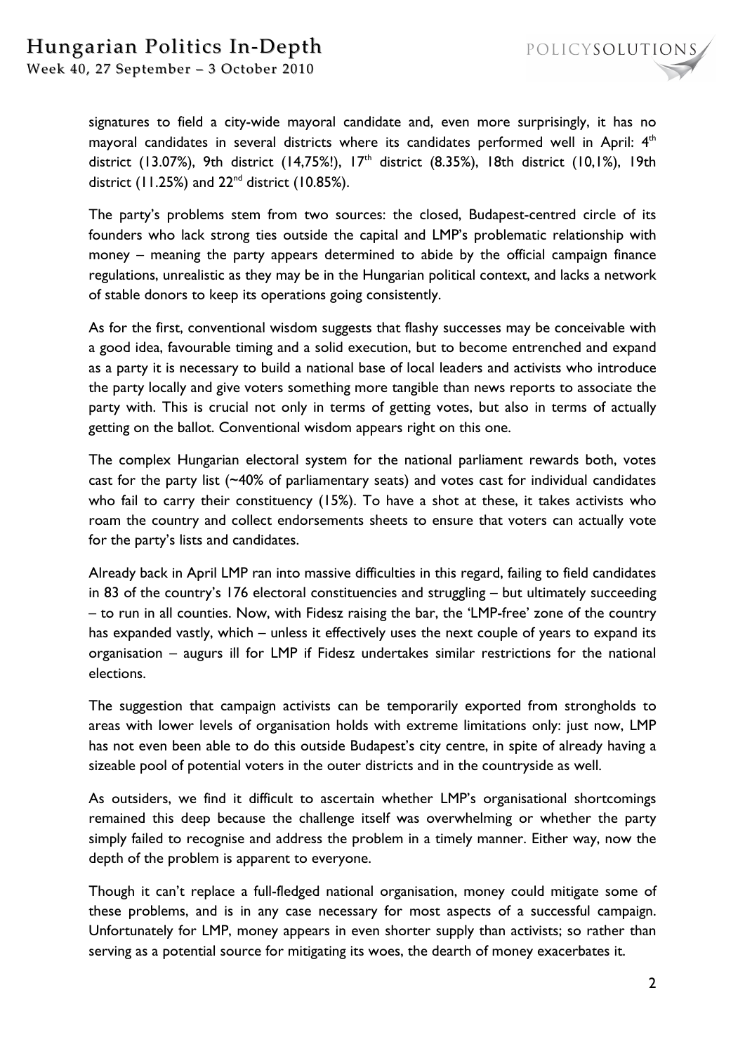signatures to field a city-wide mayoral candidate and, even more surprisingly, it has no mayoral candidates in several districts where its candidates performed well in April: 4th district (13.07%), 9th district (14,75%!), 17th district (8.35%), 18th district (10,1%), 19th district (11.25%) and 22nd district (10.85%).

The party's problems stem from two sources: the closed, Budapest-centred circle of its founders who lack strong ties outside the capital and LMP's problematic relationship with money – meaning the party appears determined to abide by the official campaign finance regulations, unrealistic as they may be in the Hungarian political context, and lacks a network of stable donors to keep its operations going consistently.

As for the first, conventional wisdom suggests that flashy successes may be conceivable with a good idea, favourable timing and a solid execution, but to become entrenched and expand as a party it is necessary to build a national base of local leaders and activists who introduce the party locally and give voters something more tangible than news reports to associate the party with. This is crucial not only in terms of getting votes, but also in terms of actually getting on the ballot. Conventional wisdom appears right on this one.

The complex Hungarian electoral system for the national parliament rewards both, votes cast for the party list (~40% of parliamentary seats) and votes cast for individual candidates who fail to carry their constituency (15%). To have a shot at these, it takes activists who roam the country and collect endorsements sheets to ensure that voters can actually vote for the party's lists and candidates.

Already back in April LMP ran into massive difficulties in this regard, failing to field candidates in 83 of the country's 176 electoral constituencies and struggling – but ultimately succeeding – to run in all counties. Now, with Fidesz raising the bar, the 'LMP-free' zone of the country has expanded vastly, which – unless it effectively uses the next couple of years to expand its organisation – augurs ill for LMP if Fidesz undertakes similar restrictions for the national elections.

The suggestion that campaign activists can be temporarily exported from strongholds to areas with lower levels of organisation holds with extreme limitations only: just now, LMP has not even been able to do this outside Budapest's city centre, in spite of already having a sizeable pool of potential voters in the outer districts and in the countryside as well.

As outsiders, we find it difficult to ascertain whether LMP's organisational shortcomings remained this deep because the challenge itself was overwhelming or whether the party simply failed to recognise and address the problem in a timely manner. Either way, now the depth of the problem is apparent to everyone.

Though it can't replace a full-fledged national organisation, money could mitigate some of these problems, and is in any case necessary for most aspects of a successful campaign. Unfortunately for LMP, money appears in even shorter supply than activists; so rather than serving as a potential source for mitigating its woes, the dearth of money exacerbates it.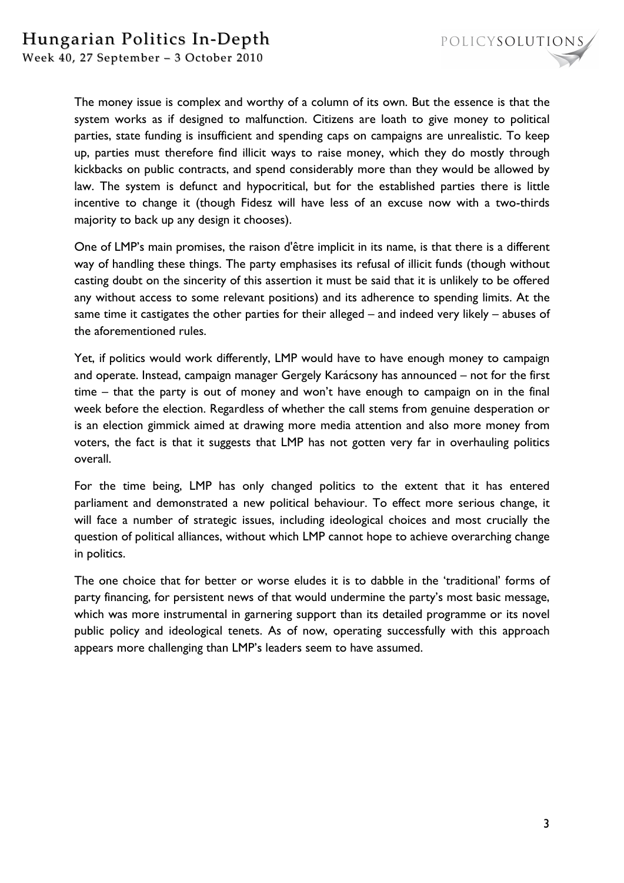The money issue is complex and worthy of a column of its own. But the essence is that the system works as if designed to malfunction. Citizens are loath to give money to political parties, state funding is insufficient and spending caps on campaigns are unrealistic. To keep up, parties must therefore find illicit ways to raise money, which they do mostly through kickbacks on public contracts, and spend considerably more than they would be allowed by law. The system is defunct and hypocritical, but for the established parties there is little incentive to change it (though Fidesz will have less of an excuse now with a two-thirds majority to back up any design it chooses).

One of LMP's main promises, the raison d'être implicit in its name, is that there is a different way of handling these things. The party emphasises its refusal of illicit funds (though without casting doubt on the sincerity of this assertion it must be said that it is unlikely to be offered any without access to some relevant positions) and its adherence to spending limits. At the same time it castigates the other parties for their alleged – and indeed very likely – abuses of the aforementioned rules.

Yet, if politics would work differently, LMP would have to have enough money to campaign and operate. Instead, campaign manager Gergely Karácsony has announced – not for the first time – that the party is out of money and won't have enough to campaign on in the final week before the election. Regardless of whether the call stems from genuine desperation or is an election gimmick aimed at drawing more media attention and also more money from voters, the fact is that it suggests that LMP has not gotten very far in overhauling politics overall.

For the time being, LMP has only changed politics to the extent that it has entered parliament and demonstrated a new political behaviour. To effect more serious change, it will face a number of strategic issues, including ideological choices and most crucially the question of political alliances, without which LMP cannot hope to achieve overarching change in politics.

The one choice that for better or worse eludes it is to dabble in the 'traditional' forms of party financing, for persistent news of that would undermine the party's most basic message, which was more instrumental in garnering support than its detailed programme or its novel public policy and ideological tenets. As of now, operating successfully with this approach appears more challenging than LMP's leaders seem to have assumed.